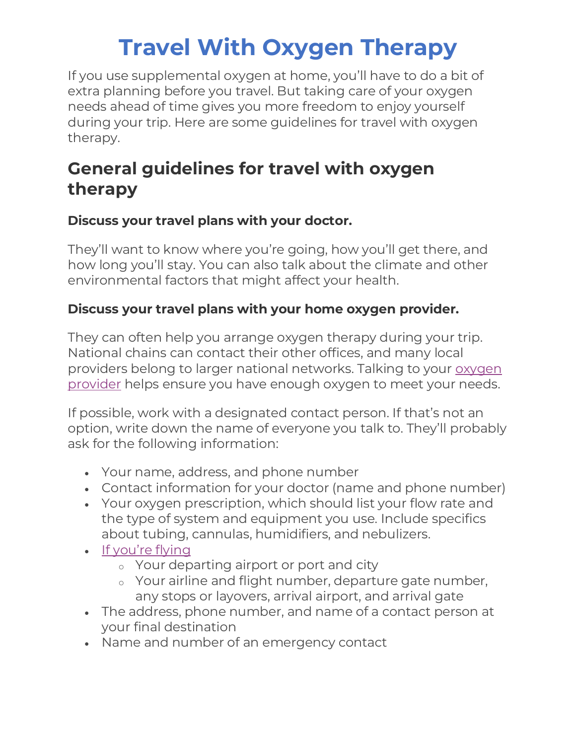# Travel With Oxygen Therapy

If you use supplemental oxygen at home, you'll have to do a bit of extra planning before you travel. But taking care of your oxygen needs ahead of time gives you more freedom to enjoy yourself during your trip. Here are some guidelines for travel with oxygen therapy.

## General guidelines for travel with oxygen therapy

**Discuss your travel plans with your doctor.**

They'll want to know where you're going, how you'll get there, and how long you'll stay. You can also talk about the climate and other environmental factors that might affect your health.

**Discuss your travel plans with your home oxygen provider.**

They can often help you arrange oxygen therapy during your trip. National chains can contact their other offices, and many local providers belong to larger national networks. Talking to your oxygen provider helps ensure you have enough oxygen to meet your needs.

If possible, work with a designated contact person. If that's not an option, write down the name of everyone you talk to. They'll probably ask for the following information:

- Your name, address, and phone number
- Contact information for your doctor (name and phone number)
- Your oxygen prescription, which should list your flow rate and the type of system and equipment you use. Include specifics about tubing, cannulas, humidifiers, and nebulizers.
- If you're flying
  - Your departing airport or port and city
  - Your airline and flight number, departure gate number, any stops or layovers, arrival airport, and arrival gate
- The address, phone number, and name of a contact person at your final destination
- Name and number of an emergency contact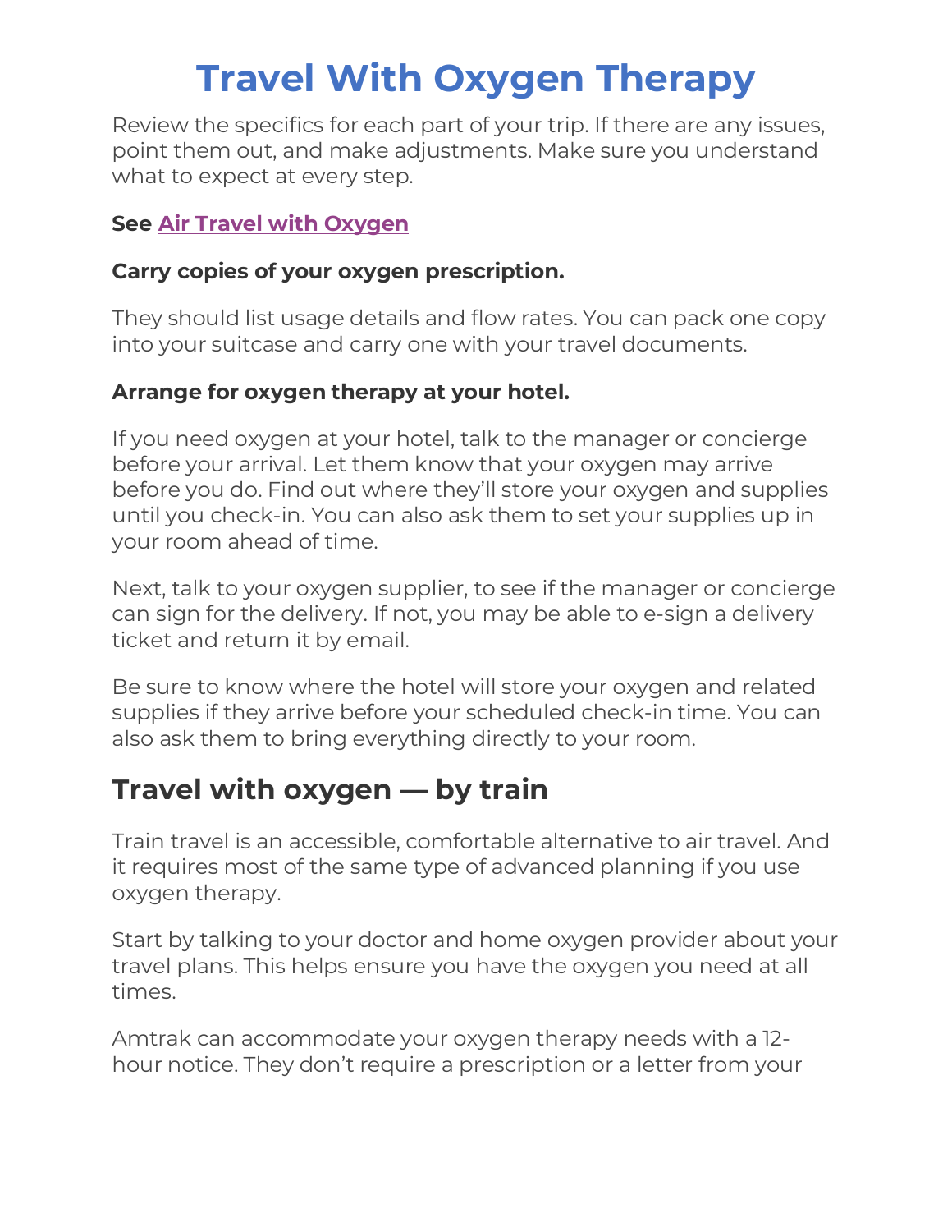# Travel With Oxygen Therapy

Review the specifics for each part of your trip. If there are any issues, point them out, and make adjustments. Make sure you understand what to expect at every step.

**See Air Travel with Oxygen**

**Carry copies of your oxygen prescription.**

They should list usage details and flow rates. You can pack one copy into your suitcase and carry one with your travel documents.

**Arrange for oxygen therapy at your hotel.**

If you need oxygen at your hotel, talk to the manager or concierge before your arrival. Let them know that your oxygen may arrive before you do. Find out where they'll store your oxygen and supplies until you check-in. You can also ask them to set your supplies up in your room ahead of time.

Next, talk to your oxygen supplier, to see if the manager or concierge can sign for the delivery. If not, you may be able to e-sign a delivery ticket and return it by email.

Be sure to know where the hotel will store your oxygen and related supplies if they arrive before your scheduled check-in time. You can also ask them to bring everything directly to your room.

## Travel with oxygen — by train

Train travel is an accessible, comfortable alternative to air travel. And it requires most of the same type of advanced planning if you use oxygen therapy.

Start by talking to your doctor and home oxygen provider about your travel plans. This helps ensure you have the oxygen you need at all times.

Amtrak can accommodate your oxygen therapy needs with a 12-hour notice. They don't require a prescription or a letter from your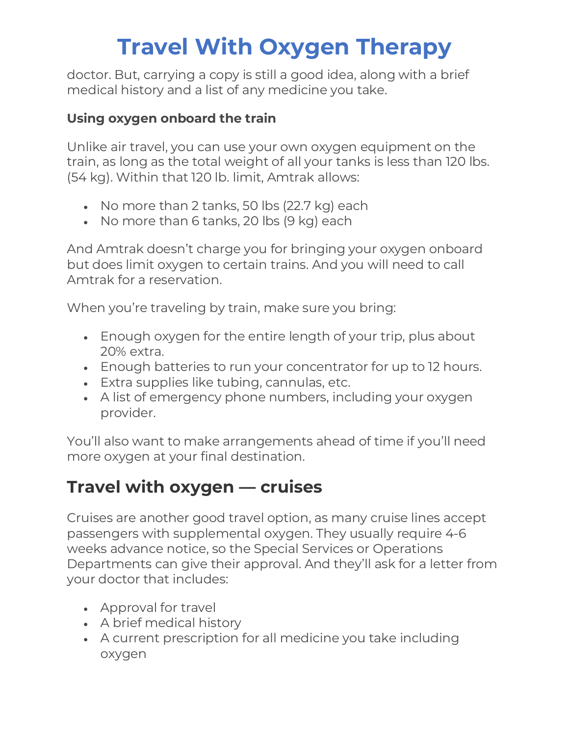doctor. But, carrying a copy is still a good idea, along with a brief medical history and a list of any medicine you take.

**Using oxygen onboard the train**

Unlike air travel, you can use your own oxygen equipment on the train, as long as the total weight of all your tanks is less than 120 lbs. (54 kg). Within that 120 lb. limit, Amtrak allows:

- No more than 2 tanks, 50 lbs (22.7 kg) each
- No more than 6 tanks, 20 lbs (9 kg) each

And Amtrak doesn't charge you for bringing your oxygen onboard but does limit oxygen to certain trains. And you will need to call Amtrak for a reservation.

When you're traveling by train, make sure you bring:

- Enough oxygen for the entire length of your trip, plus about 20% extra.
- Enough batteries to run your concentrator for up to 12 hours.
- Extra supplies like tubing, cannulas, etc.
- A list of emergency phone numbers, including your oxygen provider.

You'll also want to make arrangements ahead of time if you'll need more oxygen at your final destination.

## Travel with oxygen — cruises

Cruises are another good travel option, as many cruise lines accept passengers with supplemental oxygen. They usually require 4-6 weeks advance notice, so the Special Services or Operations Departments can give their approval. And they'll ask for a letter from your doctor that includes:

- Approval for travel
- A brief medical history
- A current prescription for all medicine you take including oxygen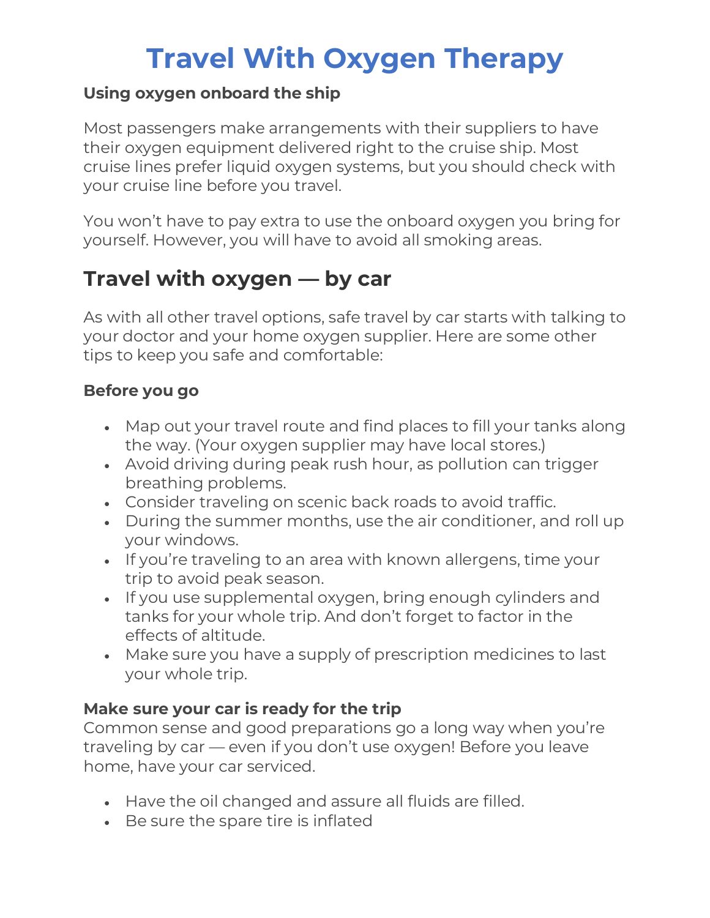# Travel With Oxygen Therapy

**Using oxygen onboard the ship**

Most passengers make arrangements with their suppliers to have their oxygen equipment delivered right to the cruise ship. Most cruise lines prefer liquid oxygen systems, but you should check with your cruise line before you travel.

You won't have to pay extra to use the onboard oxygen you bring for yourself. However, you will have to avoid all smoking areas.

## Travel with oxygen — by car

As with all other travel options, safe travel by car starts with talking to your doctor and your home oxygen supplier. Here are some other tips to keep you safe and comfortable:

**Before you go**

- Map out your travel route and find places to fill your tanks along the way. (Your oxygen supplier may have local stores.)
- Avoid driving during peak rush hour, as pollution can trigger breathing problems.
- Consider traveling on scenic back roads to avoid traffic.
- During the summer months, use the air conditioner, and roll up your windows.
- If you're traveling to an area with known allergens, time your trip to avoid peak season.
- If you use supplemental oxygen, bring enough cylinders and tanks for your whole trip. And don't forget to factor in the effects of altitude.
- Make sure you have a supply of prescription medicines to last your whole trip.

**Make sure your car is ready for the trip**
Common sense and good preparations go a long way when you're traveling by car — even if you don't use oxygen! Before you leave home, have your car serviced.

- Have the oil changed and assure all fluids are filled.
- Be sure the spare tire is inflated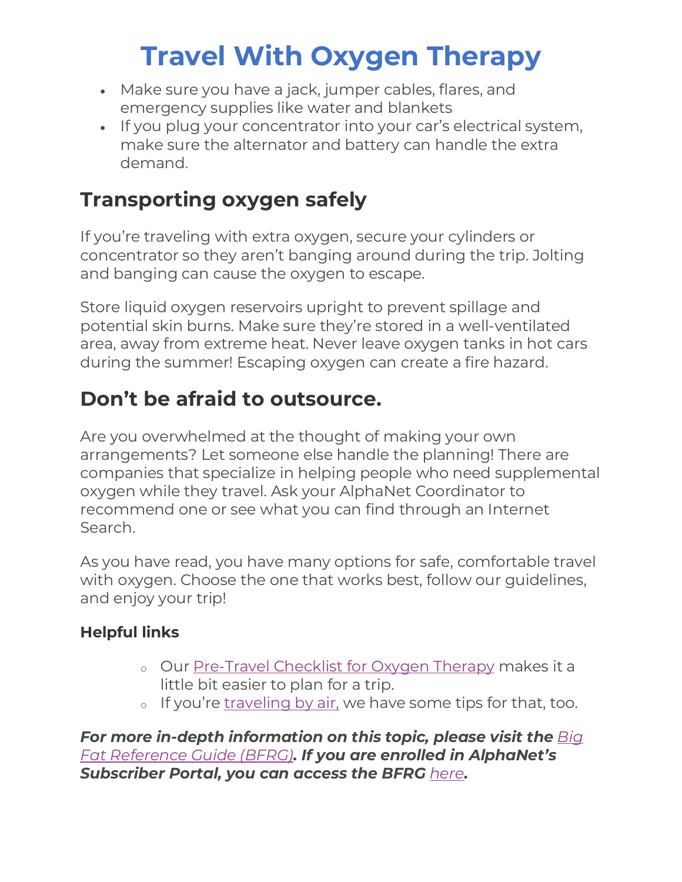- Make sure you have a jack, jumper cables, flares, and emergency supplies like water and blankets
- If you plug your concentrator into your car's electrical system, make sure the alternator and battery can handle the extra demand.

## Transporting oxygen safely

If you're traveling with extra oxygen, secure your cylinders or concentrator so they aren't banging around during the trip. Jolting and banging can cause the oxygen to escape.

Store liquid oxygen reservoirs upright to prevent spillage and potential skin burns. Make sure they're stored in a well-ventilated area, away from extreme heat. Never leave oxygen tanks in hot cars during the summer! Escaping oxygen can create a fire hazard.

## Don't be afraid to outsource.

Are you overwhelmed at the thought of making your own arrangements? Let someone else handle the planning! There are companies that specialize in helping people who need supplemental oxygen while they travel. Ask your AlphaNet Coordinator to recommend one or see what you can find through an Internet Search.

As you have read, you have many options for safe, comfortable travel with oxygen. Choose the one that works best, follow our guidelines, and enjoy your trip!

### Helpful links

- Our Pre-Travel Checklist for Oxygen Therapy makes it a little bit easier to plan for a trip.
- If you're traveling by air, we have some tips for that, too.

***For more in-depth information on this topic, please visit the Big Fat Reference Guide (BFRG). If you are enrolled in AlphaNet's Subscriber Portal, you can access the BFRG here.***